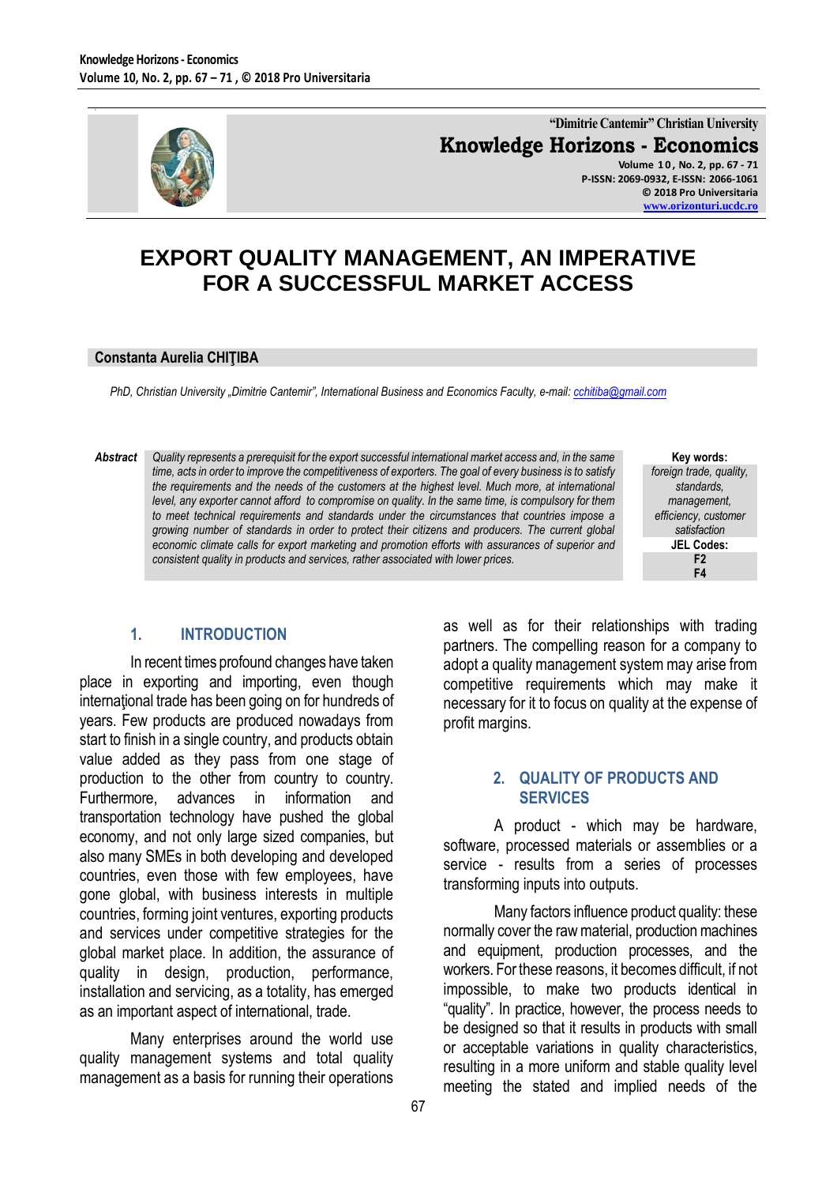# EXPORT QUALITY MANAGEMENT, AN IMPERATIVE FOR A SUCCESSFUL MARKET ACCESS

**Constanta Aurelia CHIŢIBA**

*PhD, Christian University „Dimitrie Cantemir", International Business and Economics Faculty, e-mail: cchitiba@gmail.com*

***Abstract*** *Quality represents a prerequisit for the export successful international market access and, in the same time, acts in order to improve the competitiveness of exporters. The goal of every business is to satisfy the requirements and the needs of the customers at the highest level. Much more, at international level, any exporter cannot afford to compromise on quality. In the same time, is compulsory for them to meet technical requirements and standards under the circumstances that countries impose a growing number of standards in order to protect their citizens and producers. The current global economic climate calls for export marketing and promotion efforts with assurances of superior and consistent quality in products and services, rather associated with lower prices.*

**Key words:** *foreign trade, quality, standards, management, efficiency, customer satisfaction*

**JEL Codes:** F2, F4

## 1. INTRODUCTION

In recent times profound changes have taken place in exporting and importing, even though internaţional trade has been going on for hundreds of years. Few products are produced nowadays from start to finish in a single country, and products obtain value added as they pass from one stage of production to the other from country to country. Furthermore, advances in information and transportation technology have pushed the global economy, and not only large sized companies, but also many SMEs in both developing and developed countries, even those with few employees, have gone global, with business interests in multiple countries, forming joint ventures, exporting products and services under competitive strategies for the global market place. In addition, the assurance of quality in design, production, performance, installation and servicing, as a totality, has emerged as an important aspect of international, trade.

Many enterprises around the world use quality management systems and total quality management as a basis for running their operations as well as for their relationships with trading partners. The compelling reason for a company to adopt a quality management system may arise from competitive requirements which may make it necessary for it to focus on quality at the expense of profit margins.

## 2. QUALITY OF PRODUCTS AND SERVICES

A product - which may be hardware, software, processed materials or assemblies or a service - results from a series of processes transforming inputs into outputs.

Many factors influence product quality: these normally cover the raw material, production machines and equipment, production processes, and the workers. For these reasons, it becomes difficult, if not impossible, to make two products identical in "quality". In practice, however, the process needs to be designed so that it results in products with small or acceptable variations in quality characteristics, resulting in a more uniform and stable quality level meeting the stated and implied needs of the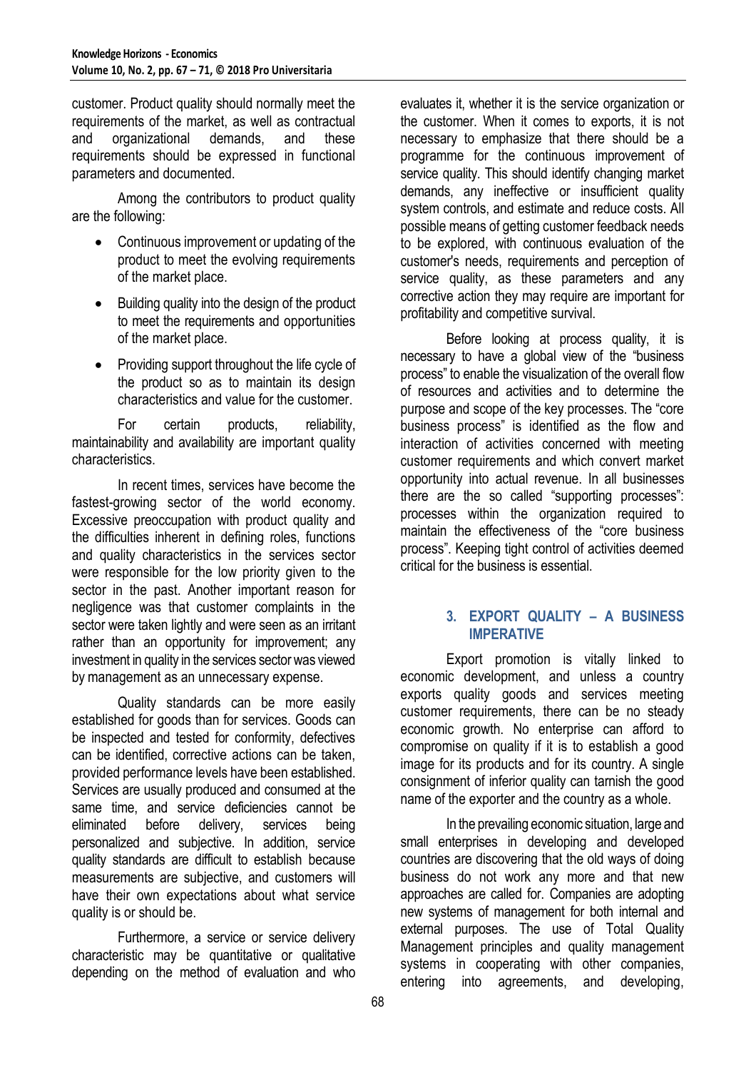customer. Product quality should normally meet the requirements of the market, as well as contractual and organizational demands, and these requirements should be expressed in functional parameters and documented.

Among the contributors to product quality are the following:

- Continuous improvement or updating of the product to meet the evolving requirements of the market place.
- Building quality into the design of the product to meet the requirements and opportunities of the market place.
- Providing support throughout the life cycle of the product so as to maintain its design characteristics and value for the customer.

For certain products, reliability, maintainability and availability are important quality characteristics.

In recent times, services have become the fastest-growing sector of the world economy. Excessive preoccupation with product quality and the difficulties inherent in defining roles, functions and quality characteristics in the services sector were responsible for the low priority given to the sector in the past. Another important reason for negligence was that customer complaints in the sector were taken lightly and were seen as an irritant rather than an opportunity for improvement; any investment in quality in the services sector was viewed by management as an unnecessary expense.

Quality standards can be more easily established for goods than for services. Goods can be inspected and tested for conformity, defectives can be identified, corrective actions can be taken, provided performance levels have been established. Services are usually produced and consumed at the same time, and service deficiencies cannot be eliminated before delivery, services being personalized and subjective. In addition, service quality standards are difficult to establish because measurements are subjective, and customers will have their own expectations about what service quality is or should be.

Furthermore, a service or service delivery characteristic may be quantitative or qualitative depending on the method of evaluation and who evaluates it, whether it is the service organization or the customer. When it comes to exports, it is not necessary to emphasize that there should be a programme for the continuous improvement of service quality. This should identify changing market demands, any ineffective or insufficient quality system controls, and estimate and reduce costs. All possible means of getting customer feedback needs to be explored, with continuous evaluation of the customer's needs, requirements and perception of service quality, as these parameters and any corrective action they may require are important for profitability and competitive survival.

Before looking at process quality, it is necessary to have a global view of the "business process" to enable the visualization of the overall flow of resources and activities and to determine the purpose and scope of the key processes. The "core business process" is identified as the flow and interaction of activities concerned with meeting customer requirements and which convert market opportunity into actual revenue. In all businesses there are the so called "supporting processes": processes within the organization required to maintain the effectiveness of the "core business process". Keeping tight control of activities deemed critical for the business is essential.

## 3. EXPORT QUALITY – A BUSINESS IMPERATIVE

Export promotion is vitally linked to economic development, and unless a country exports quality goods and services meeting customer requirements, there can be no steady economic growth. No enterprise can afford to compromise on quality if it is to establish a good image for its products and for its country. A single consignment of inferior quality can tarnish the good name of the exporter and the country as a whole.

In the prevailing economic situation, large and small enterprises in developing and developed countries are discovering that the old ways of doing business do not work any more and that new approaches are called for. Companies are adopting new systems of management for both internal and external purposes. The use of Total Quality Management principles and quality management systems in cooperating with other companies, entering into agreements, and developing,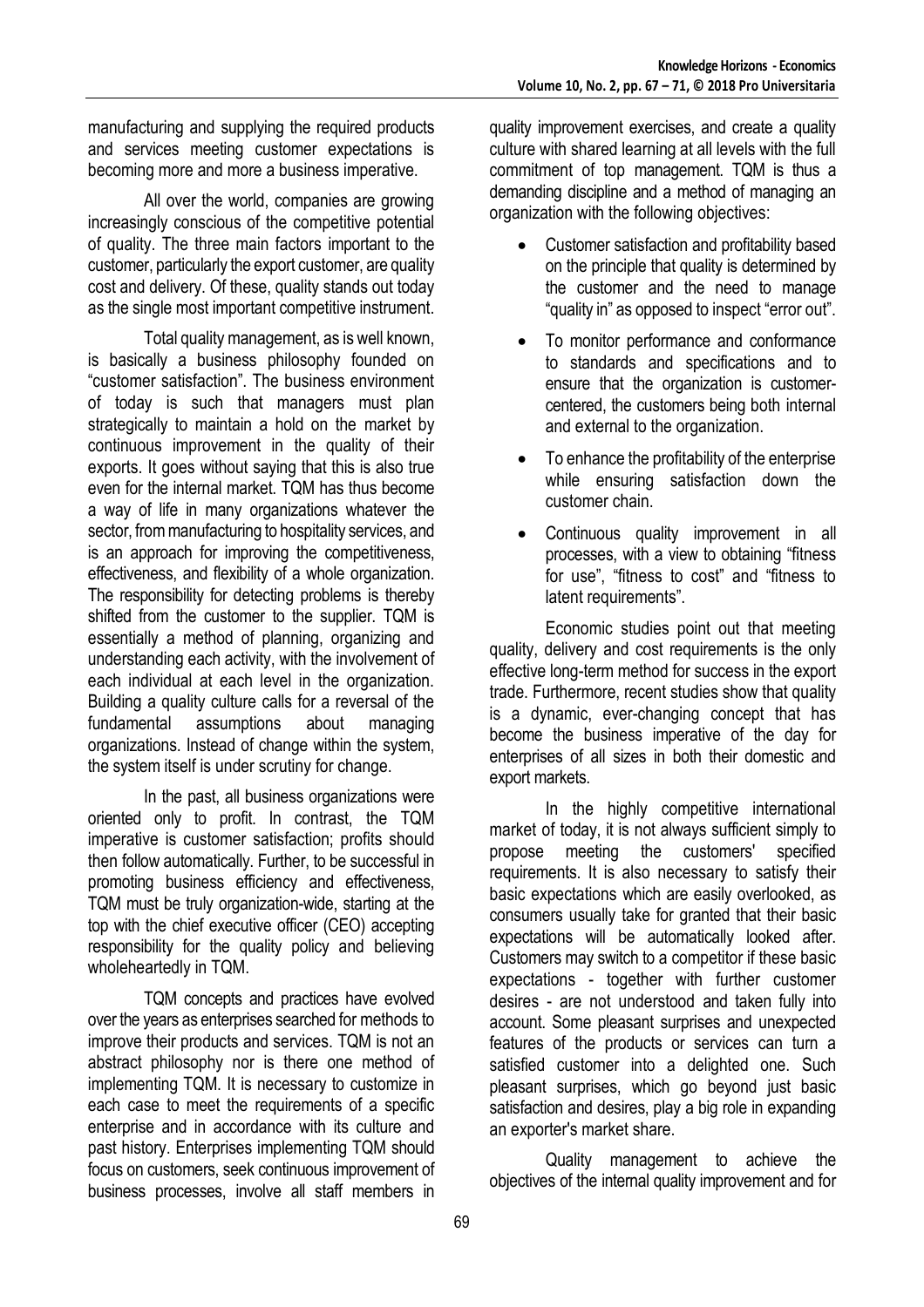manufacturing and supplying the required products and services meeting customer expectations is becoming more and more a business imperative.

All over the world, companies are growing increasingly conscious of the competitive potential of quality. The three main factors important to the customer, particularly the export customer, are quality cost and delivery. Of these, quality stands out today as the single most important competitive instrument.

Total quality management, as is well known, is basically a business philosophy founded on "customer satisfaction". The business environment of today is such that managers must plan strategically to maintain a hold on the market by continuous improvement in the quality of their exports. It goes without saying that this is also true even for the internal market. TQM has thus become a way of life in many organizations whatever the sector, from manufacturing to hospitality services, and is an approach for improving the competitiveness, effectiveness, and flexibility of a whole organization. The responsibility for detecting problems is thereby shifted from the customer to the supplier. TQM is essentially a method of planning, organizing and understanding each activity, with the involvement of each individual at each level in the organization. Building a quality culture calls for a reversal of the fundamental assumptions about managing organizations. Instead of change within the system, the system itself is under scrutiny for change.

In the past, all business organizations were oriented only to profit. In contrast, the TQM imperative is customer satisfaction; profits should then follow automatically. Further, to be successful in promoting business efficiency and effectiveness, TQM must be truly organization-wide, starting at the top with the chief executive officer (CEO) accepting responsibility for the quality policy and believing wholeheartedly in TQM.

TQM concepts and practices have evolved over the years as enterprises searched for methods to improve their products and services. TQM is not an abstract philosophy nor is there one method of implementing TQM. It is necessary to customize in each case to meet the requirements of a specific enterprise and in accordance with its culture and past history. Enterprises implementing TQM should focus on customers, seek continuous improvement of business processes, involve all staff members in quality improvement exercises, and create a quality culture with shared learning at all levels with the full commitment of top management. TQM is thus a demanding discipline and a method of managing an organization with the following objectives:

- Customer satisfaction and profitability based on the principle that quality is determined by the customer and the need to manage "quality in" as opposed to inspect "error out".
- To monitor performance and conformance to standards and specifications and to ensure that the organization is customer-centered, the customers being both internal and external to the organization.
- To enhance the profitability of the enterprise while ensuring satisfaction down the customer chain.
- Continuous quality improvement in all processes, with a view to obtaining "fitness for use", "fitness to cost" and "fitness to latent requirements".

Economic studies point out that meeting quality, delivery and cost requirements is the only effective long-term method for success in the export trade. Furthermore, recent studies show that quality is a dynamic, ever-changing concept that has become the business imperative of the day for enterprises of all sizes in both their domestic and export markets.

In the highly competitive international market of today, it is not always sufficient simply to propose meeting the customers' specified requirements. It is also necessary to satisfy their basic expectations which are easily overlooked, as consumers usually take for granted that their basic expectations will be automatically looked after. Customers may switch to a competitor if these basic expectations - together with further customer desires - are not understood and taken fully into account. Some pleasant surprises and unexpected features of the products or services can turn a satisfied customer into a delighted one. Such pleasant surprises, which go beyond just basic satisfaction and desires, play a big role in expanding an exporter's market share.

Quality management to achieve the objectives of the internal quality improvement and for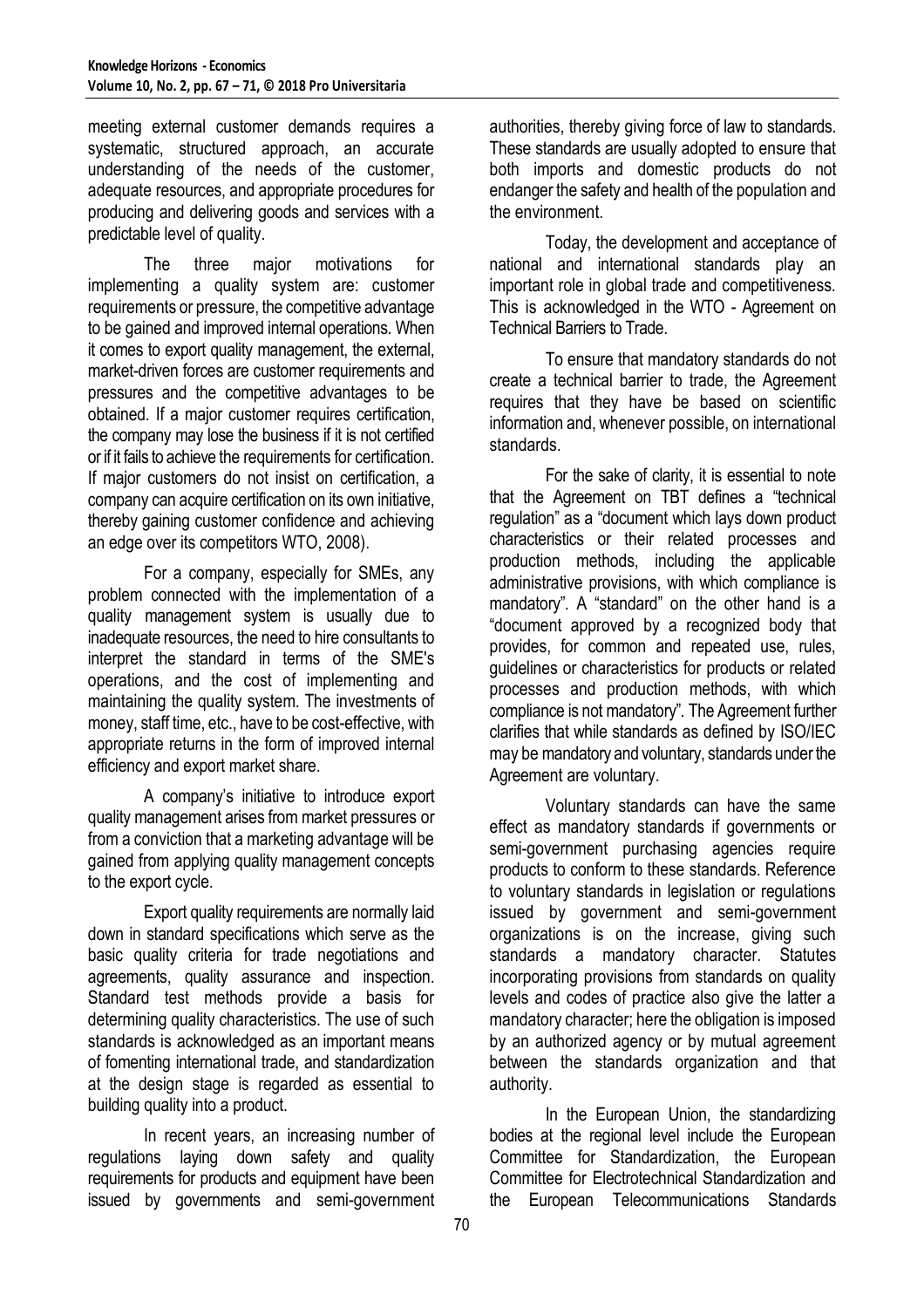meeting external customer demands requires a systematic, structured approach, an accurate understanding of the needs of the customer, adequate resources, and appropriate procedures for producing and delivering goods and services with a predictable level of quality.

The three major motivations for implementing a quality system are: customer requirements or pressure, the competitive advantage to be gained and improved internal operations. When it comes to export quality management, the external, market-driven forces are customer requirements and pressures and the competitive advantages to be obtained. If a major customer requires certification, the company may lose the business if it is not certified or if it fails to achieve the requirements for certification. If major customers do not insist on certification, a company can acquire certification on its own initiative, thereby gaining customer confidence and achieving an edge over its competitors WTO, 2008).

For a company, especially for SMEs, any problem connected with the implementation of a quality management system is usually due to inadequate resources, the need to hire consultants to interpret the standard in terms of the SME's operations, and the cost of implementing and maintaining the quality system. The investments of money, staff time, etc., have to be cost-effective, with appropriate returns in the form of improved internal efficiency and export market share.

A company's initiative to introduce export quality management arises from market pressures or from a conviction that a marketing advantage will be gained from applying quality management concepts to the export cycle.

Export quality requirements are normally laid down in standard specifications which serve as the basic quality criteria for trade negotiations and agreements, quality assurance and inspection. Standard test methods provide a basis for determining quality characteristics. The use of such standards is acknowledged as an important means of fomenting international trade, and standardization at the design stage is regarded as essential to building quality into a product.

In recent years, an increasing number of regulations laying down safety and quality requirements for products and equipment have been issued by governments and semi-government authorities, thereby giving force of law to standards. These standards are usually adopted to ensure that both imports and domestic products do not endanger the safety and health of the population and the environment.

Today, the development and acceptance of national and international standards play an important role in global trade and competitiveness. This is acknowledged in the WTO - Agreement on Technical Barriers to Trade.

To ensure that mandatory standards do not create a technical barrier to trade, the Agreement requires that they have be based on scientific information and, whenever possible, on international standards.

For the sake of clarity, it is essential to note that the Agreement on TBT defines a "technical regulation" as a "document which lays down product characteristics or their related processes and production methods, including the applicable administrative provisions, with which compliance is mandatory". A "standard" on the other hand is a "document approved by a recognized body that provides, for common and repeated use, rules, guidelines or characteristics for products or related processes and production methods, with which compliance is not mandatory". The Agreement further clarifies that while standards as defined by ISO/IEC may be mandatory and voluntary, standards under the Agreement are voluntary.

Voluntary standards can have the same effect as mandatory standards if governments or semi-government purchasing agencies require products to conform to these standards. Reference to voluntary standards in legislation or regulations issued by government and semi-government organizations is on the increase, giving such standards a mandatory character. Statutes incorporating provisions from standards on quality levels and codes of practice also give the latter a mandatory character; here the obligation is imposed by an authorized agency or by mutual agreement between the standards organization and that authority.

In the European Union, the standardizing bodies at the regional level include the European Committee for Standardization, the European Committee for Electrotechnical Standardization and the European Telecommunications Standards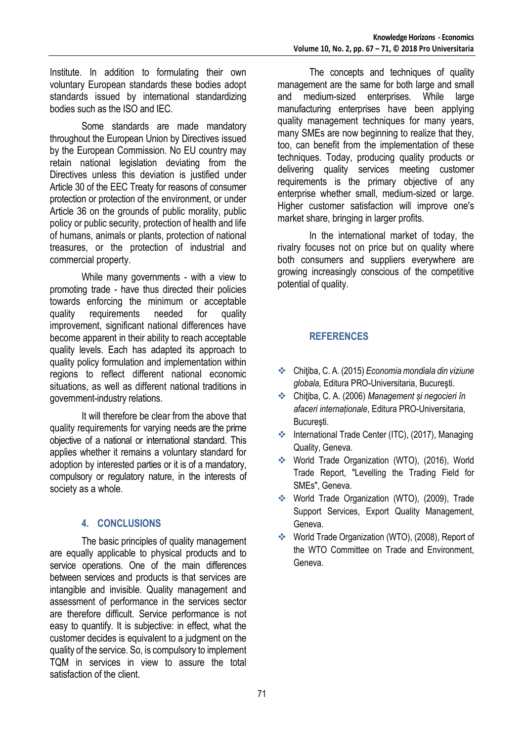Institute. In addition to formulating their own voluntary European standards these bodies adopt standards issued by international standardizing bodies such as the ISO and IEC.

Some standards are made mandatory throughout the European Union by Directives issued by the European Commission. No EU country may retain national legislation deviating from the Directives unless this deviation is justified under Article 30 of the EEC Treaty for reasons of consumer protection or protection of the environment, or under Article 36 on the grounds of public morality, public policy or public security, protection of health and life of humans, animals or plants, protection of national treasures, or the protection of industrial and commercial property.

While many governments - with a view to promoting trade - have thus directed their policies towards enforcing the minimum or acceptable quality requirements needed for quality improvement, significant national differences have become apparent in their ability to reach acceptable quality levels. Each has adapted its approach to quality policy formulation and implementation within regions to reflect different national economic situations, as well as different national traditions in government-industry relations.

It will therefore be clear from the above that quality requirements for varying needs are the prime objective of a national or international standard. This applies whether it remains a voluntary standard for adoption by interested parties or it is of a mandatory, compulsory or regulatory nature, in the interests of society as a whole.

## 4. CONCLUSIONS

The basic principles of quality management are equally applicable to physical products and to service operations. One of the main differences between services and products is that services are intangible and invisible. Quality management and assessment of performance in the services sector are therefore difficult. Service performance is not easy to quantify. It is subjective: in effect, what the customer decides is equivalent to a judgment on the quality of the service. So, is compulsory to implement TQM in services in view to assure the total satisfaction of the client.

The concepts and techniques of quality management are the same for both large and small and medium-sized enterprises. While large manufacturing enterprises have been applying quality management techniques for many years, many SMEs are now beginning to realize that they, too, can benefit from the implementation of these techniques. Today, producing quality products or delivering quality services meeting customer requirements is the primary objective of any enterprise whether small, medium-sized or large. Higher customer satisfaction will improve one's market share, bringing in larger profits.

In the international market of today, the rivalry focuses not on price but on quality where both consumers and suppliers everywhere are growing increasingly conscious of the competitive potential of quality.

## REFERENCES

- Chiţiba, C. A. (2015) *Economia mondiala din viziune globala,* Editura PRO-Universitaria, Bucureşti.
- Chiţiba, C. A. (2006) *Management și negocieri în afaceri internaționale*, Editura PRO-Universitaria, Bucureşti.
- International Trade Center (ITC), (2017), Managing Quality, Geneva.
- World Trade Organization (WTO), (2016), World Trade Report, "Levelling the Trading Field for SMEs", Geneva.
- World Trade Organization (WTO), (2009), Trade Support Services, Export Quality Management, Geneva.
- World Trade Organization (WTO), (2008), Report of the WTO Committee on Trade and Environment, Geneva.